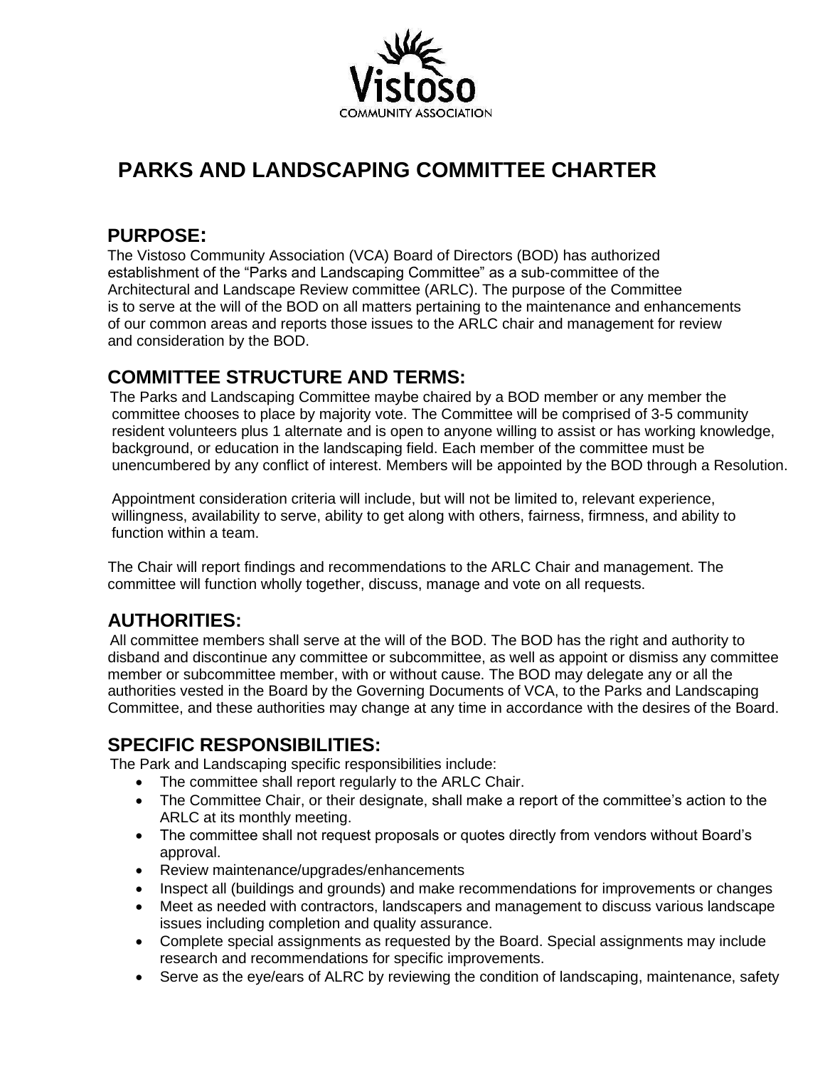Vistoso

COMMUNITY ASSOCIATION

# PARKS AND LANDSCAPING COMMITTEE CHARTER

## PURPOSE:

The Vistoso Community Association (VCA) Board of Directors (BOD) has authorized establishment of the "Parks and Landscaping Committee" as a sub-committee of the Architectural and Landscape Review committee (ARLC). The purpose of the Committee is to serve at the will of the BOD on all matters pertaining to the maintenance and enhancements of our common areas and reports those issues to the ARLC chair and management for review and consideration by the BOD.

## COMMITTEE STRUCTURE AND TERMS:

The Parks and Landscaping Committee maybe chaired by a BOD member or any member the committee chooses to place by majority vote. The Committee will be comprised of 3-5 community resident volunteers plus 1 alternate and is open to anyone willing to assist or has working knowledge, background, or education in the landscaping field. Each member of the committee must be unencumbered by any conflict of interest. Members will be appointed by the BOD through a Resolution.

Appointment consideration criteria will include, but will not be limited to, relevant experience, willingness, availability to serve, ability to get along with others, fairness, firmness, and ability to function within a team.

The Chair will report findings and recommendations to the ARLC Chair and management. The committee will function wholly together, discuss, manage and vote on all requests.

## AUTHORITIES:

All committee members shall serve at the will of the BOD. The BOD has the right and authority to disband and discontinue any committee or subcommittee, as well as appoint or dismiss any committee member or subcommittee member, with or without cause. The BOD may delegate any or all the authorities vested in the Board by the Governing Documents of VCA, to the Parks and Landscaping Committee, and these authorities may change at any time in accordance with the desires of the Board.

## SPECIFIC RESPONSIBILITIES:

The Park and Landscaping specific responsibilities include:

- The committee shall report regularly to the ARLC Chair.
- The Committee Chair, or their designate, shall make a report of the committee's action to the ARLC at its monthly meeting.
- The committee shall not request proposals or quotes directly from vendors without Board's approval.
- Review maintenance/upgrades/enhancements
- Inspect all (buildings and grounds) and make recommendations for improvements or changes
- Meet as needed with contractors, landscapers and management to discuss various landscape issues including completion and quality assurance.
- Complete special assignments as requested by the Board. Special assignments may include research and recommendations for specific improvements.
- Serve as the eye/ears of ALRC by reviewing the condition of landscaping, maintenance, safety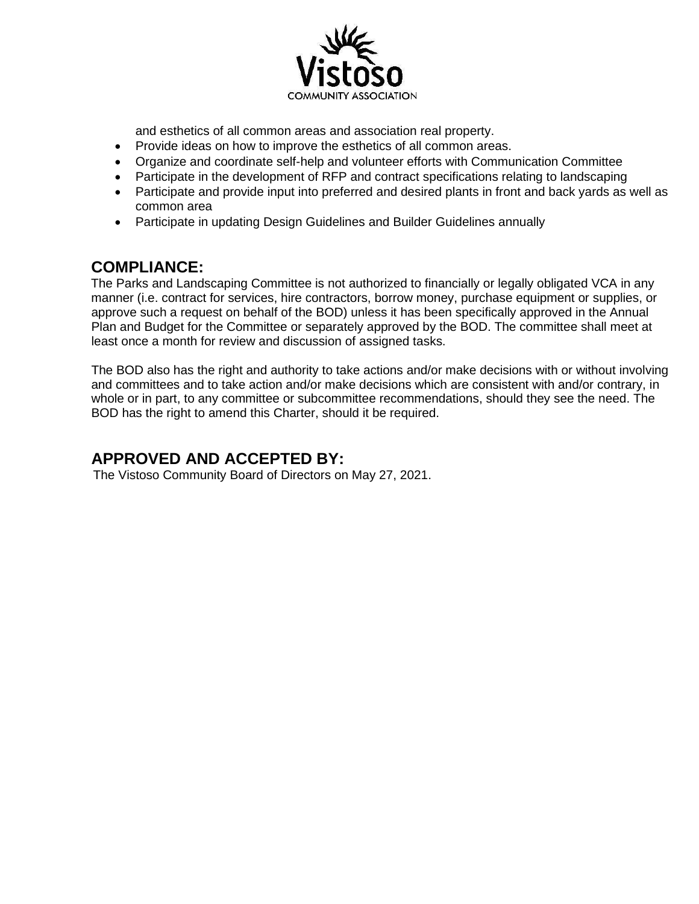and esthetics of all common areas and association real property.

- Provide ideas on how to improve the esthetics of all common areas.
- Organize and coordinate self-help and volunteer efforts with Communication Committee
- Participate in the development of RFP and contract specifications relating to landscaping
- Participate and provide input into preferred and desired plants in front and back yards as well as common area
- Participate in updating Design Guidelines and Builder Guidelines annually

## COMPLIANCE:

The Parks and Landscaping Committee is not authorized to financially or legally obligated VCA in any manner (i.e. contract for services, hire contractors, borrow money, purchase equipment or supplies, or approve such a request on behalf of the BOD) unless it has been specifically approved in the Annual Plan and Budget for the Committee or separately approved by the BOD. The committee shall meet at least once a month for review and discussion of assigned tasks.

The BOD also has the right and authority to take actions and/or make decisions with or without involving and committees and to take action and/or make decisions which are consistent with and/or contrary, in whole or in part, to any committee or subcommittee recommendations, should they see the need. The BOD has the right to amend this Charter, should it be required.

## APPROVED AND ACCEPTED BY:

The Vistoso Community Board of Directors on May 27, 2021.